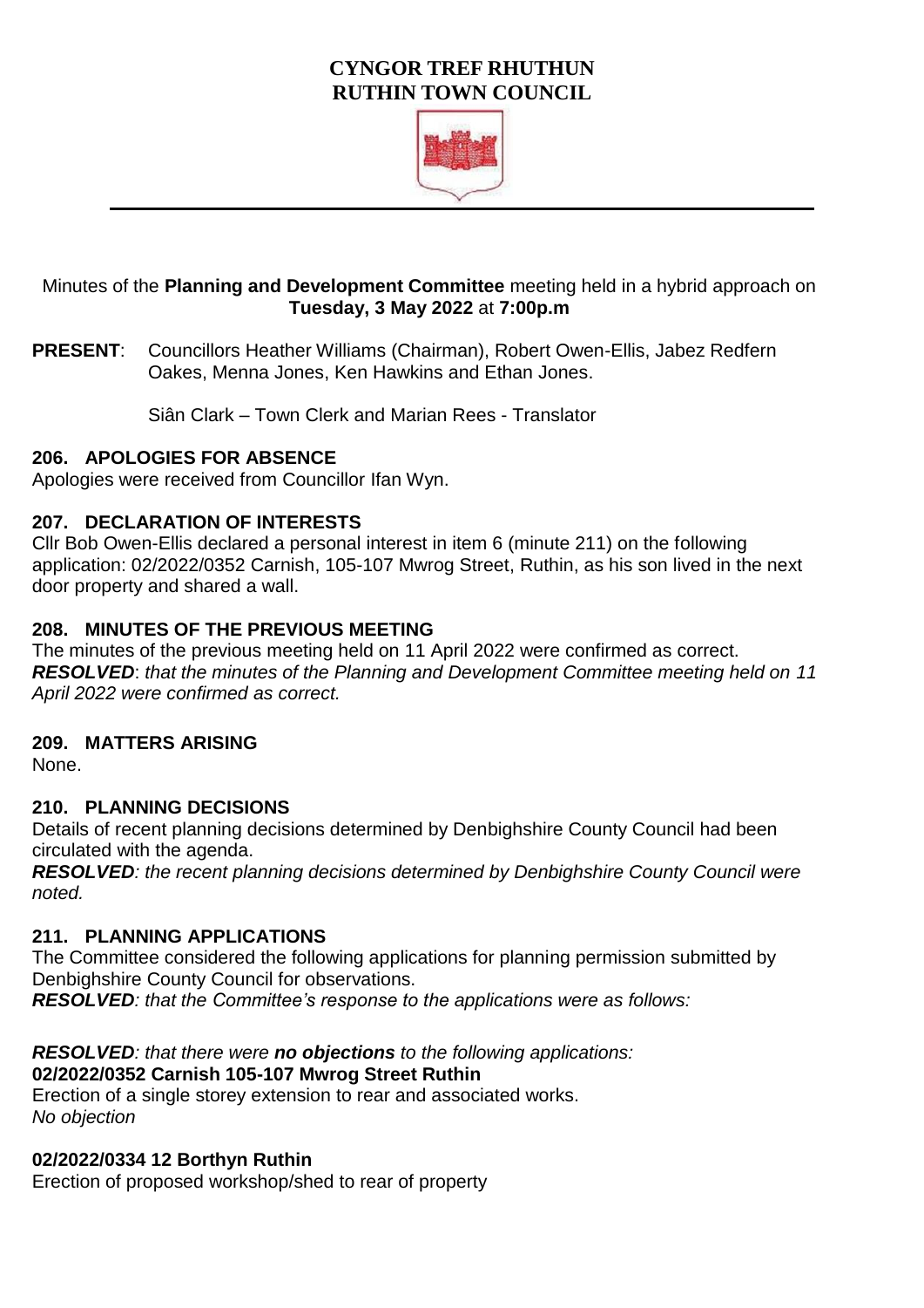# CYNGOR TREF RHUTHUN
# RUTHIN TOWN COUNCIL

Minutes of the **Planning and Development Committee** meeting held in a hybrid approach on **Tuesday, 3 May 2022** at **7:00p.m**

**PRESENT**: Councillors Heather Williams (Chairman), Robert Owen-Ellis, Jabez Redfern Oakes, Menna Jones, Ken Hawkins and Ethan Jones.

Siân Clark – Town Clerk and Marian Rees - Translator

## 206. APOLOGIES FOR ABSENCE

Apologies were received from Councillor Ifan Wyn.

## 207. DECLARATION OF INTERESTS

Cllr Bob Owen-Ellis declared a personal interest in item 6 (minute 211) on the following application: 02/2022/0352 Carnish, 105-107 Mwrog Street, Ruthin, as his son lived in the next door property and shared a wall.

## 208. MINUTES OF THE PREVIOUS MEETING

The minutes of the previous meeting held on 11 April 2022 were confirmed as correct.
***RESOLVED***: *that the minutes of the Planning and Development Committee meeting held on 11 April 2022 were confirmed as correct.*

## 209. MATTERS ARISING

None.

## 210. PLANNING DECISIONS

Details of recent planning decisions determined by Denbighshire County Council had been circulated with the agenda.
***RESOLVED***: *the recent planning decisions determined by Denbighshire County Council were noted.*

## 211. PLANNING APPLICATIONS

The Committee considered the following applications for planning permission submitted by Denbighshire County Council for observations.
***RESOLVED***: *that the Committee's response to the applications were as follows:*

***RESOLVED***: *that there were* ***no objections*** *to the following applications:*
**02/2022/0352 Carnish 105-107 Mwrog Street Ruthin**
Erection of a single storey extension to rear and associated works.
*No objection*

**02/2022/0334 12 Borthyn Ruthin**
Erection of proposed workshop/shed to rear of property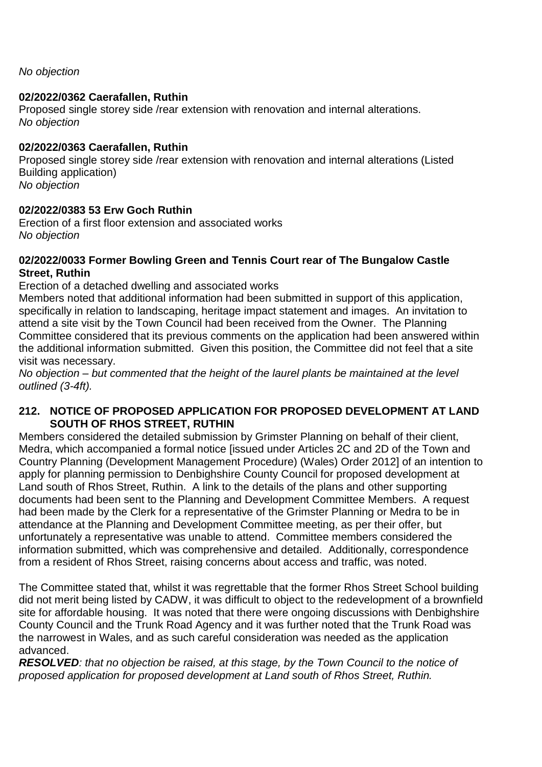*No objection*

**02/2022/0362 Caerafallen, Ruthin**
Proposed single storey side /rear extension with renovation and internal alterations.
*No objection*

**02/2022/0363 Caerafallen, Ruthin**
Proposed single storey side /rear extension with renovation and internal alterations (Listed Building application)
*No objection*

**02/2022/0383 53 Erw Goch Ruthin**
Erection of a first floor extension and associated works
*No objection*

**02/2022/0033 Former Bowling Green and Tennis Court rear of The Bungalow Castle Street, Ruthin**
Erection of a detached dwelling and associated works
Members noted that additional information had been submitted in support of this application, specifically in relation to landscaping, heritage impact statement and images. An invitation to attend a site visit by the Town Council had been received from the Owner. The Planning Committee considered that its previous comments on the application had been answered within the additional information submitted. Given this position, the Committee did not feel that a site visit was necessary.
*No objection – but commented that the height of the laurel plants be maintained at the level outlined (3-4ft).*

## 212. NOTICE OF PROPOSED APPLICATION FOR PROPOSED DEVELOPMENT AT LAND SOUTH OF RHOS STREET, RUTHIN

Members considered the detailed submission by Grimster Planning on behalf of their client, Medra, which accompanied a formal notice [issued under Articles 2C and 2D of the Town and Country Planning (Development Management Procedure) (Wales) Order 2012] of an intention to apply for planning permission to Denbighshire County Council for proposed development at Land south of Rhos Street, Ruthin. A link to the details of the plans and other supporting documents had been sent to the Planning and Development Committee Members. A request had been made by the Clerk for a representative of the Grimster Planning or Medra to be in attendance at the Planning and Development Committee meeting, as per their offer, but unfortunately a representative was unable to attend. Committee members considered the information submitted, which was comprehensive and detailed. Additionally, correspondence from a resident of Rhos Street, raising concerns about access and traffic, was noted.

The Committee stated that, whilst it was regrettable that the former Rhos Street School building did not merit being listed by CADW, it was difficult to object to the redevelopment of a brownfield site for affordable housing. It was noted that there were ongoing discussions with Denbighshire County Council and the Trunk Road Agency and it was further noted that the Trunk Road was the narrowest in Wales, and as such careful consideration was needed as the application advanced.

***RESOLVED****: that no objection be raised, at this stage, by the Town Council to the notice of proposed application for proposed development at Land south of Rhos Street, Ruthin.*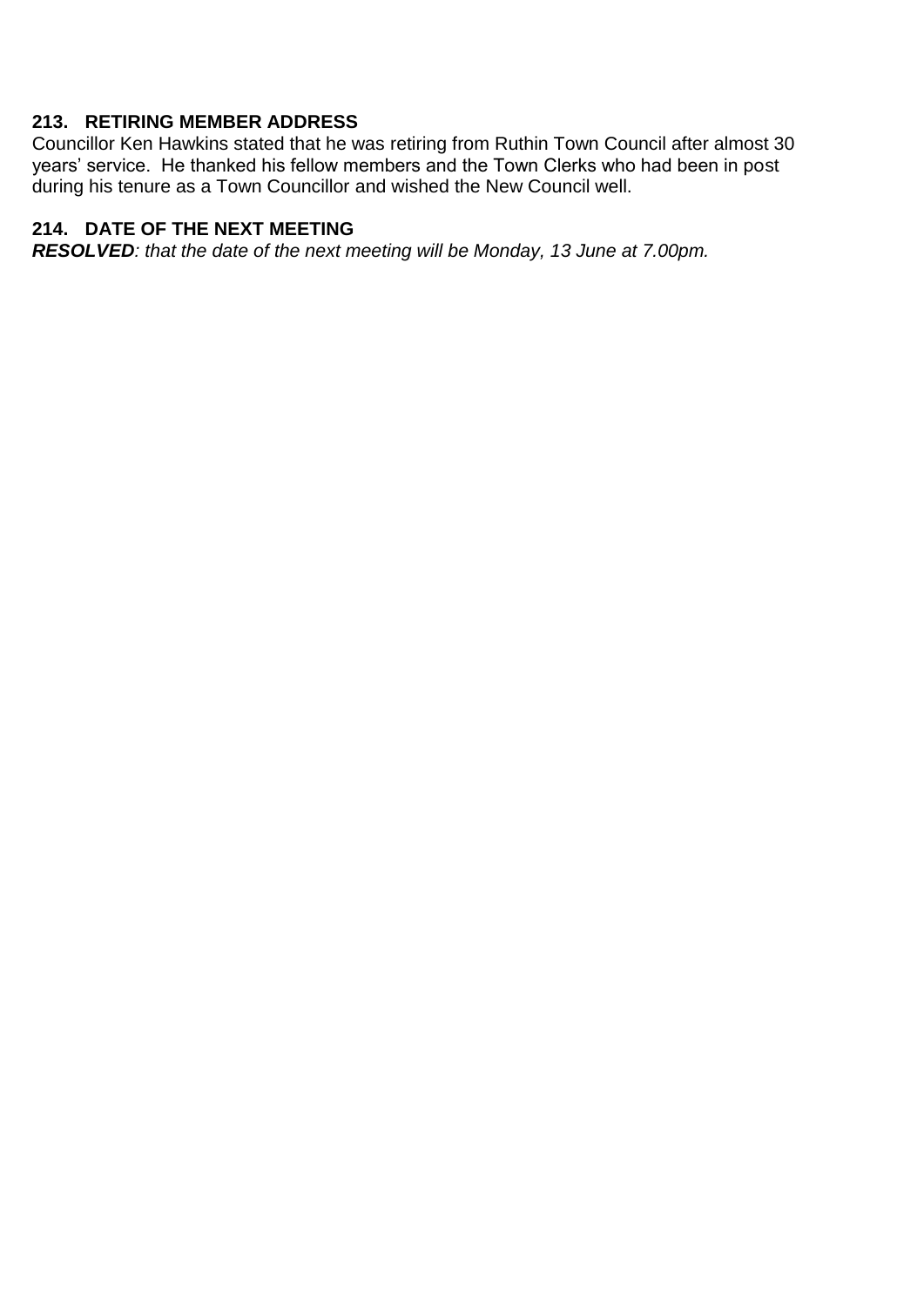## 213. RETIRING MEMBER ADDRESS

Councillor Ken Hawkins stated that he was retiring from Ruthin Town Council after almost 30 years' service. He thanked his fellow members and the Town Clerks who had been in post during his tenure as a Town Councillor and wished the New Council well.

## 214. DATE OF THE NEXT MEETING

***RESOLVED**: that the date of the next meeting will be Monday, 13 June at 7.00pm.*